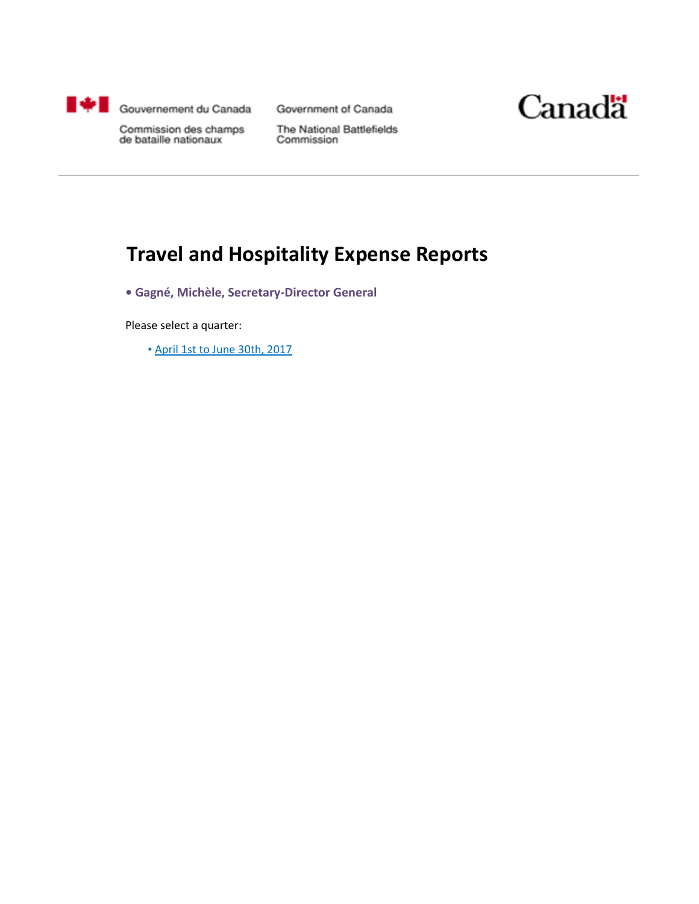Gouvernement du Canada

Commission des champs de bataille nationaux

Government of Canada

The National Battlefields Commission

Canada

# Travel and Hospitality Expense Reports

**• Gagné, Michèle, Secretary-Director General**

Please select a quarter:

- April 1st to June 30th, 2017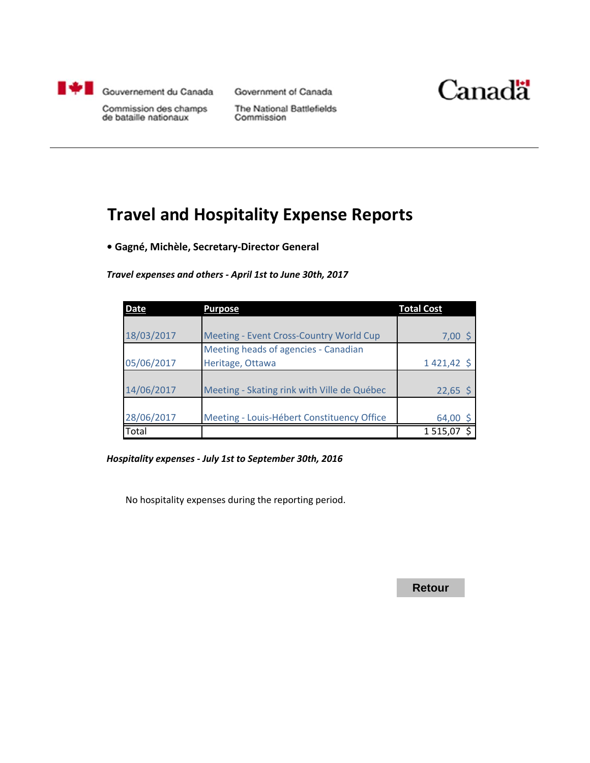Gouvernement du Canada
Commission des champs de bataille nationaux

Government of Canada
The National Battlefields Commission

Canada

# Travel and Hospitality Expense Reports

- **Gagné, Michèle, Secretary-Director General**

***Travel expenses and others - April 1st to June 30th, 2017***

| Date | Purpose | Total Cost |
|---|---|---|
| 18/03/2017 | Meeting - Event Cross-Country World Cup | 7,00 $ |
| 05/06/2017 | Meeting heads of agencies - Canadian Heritage, Ottawa | 1 421,42 $ |
| 14/06/2017 | Meeting - Skating rink with Ville de Québec | 22,65 $ |
| 28/06/2017 | Meeting - Louis-Hébert Constituency Office | 64,00 $ |
| Total | | 1 515,07 $ |

***Hospitality expenses - July 1st to September 30th, 2016***

No hospitality expenses during the reporting period.

Retour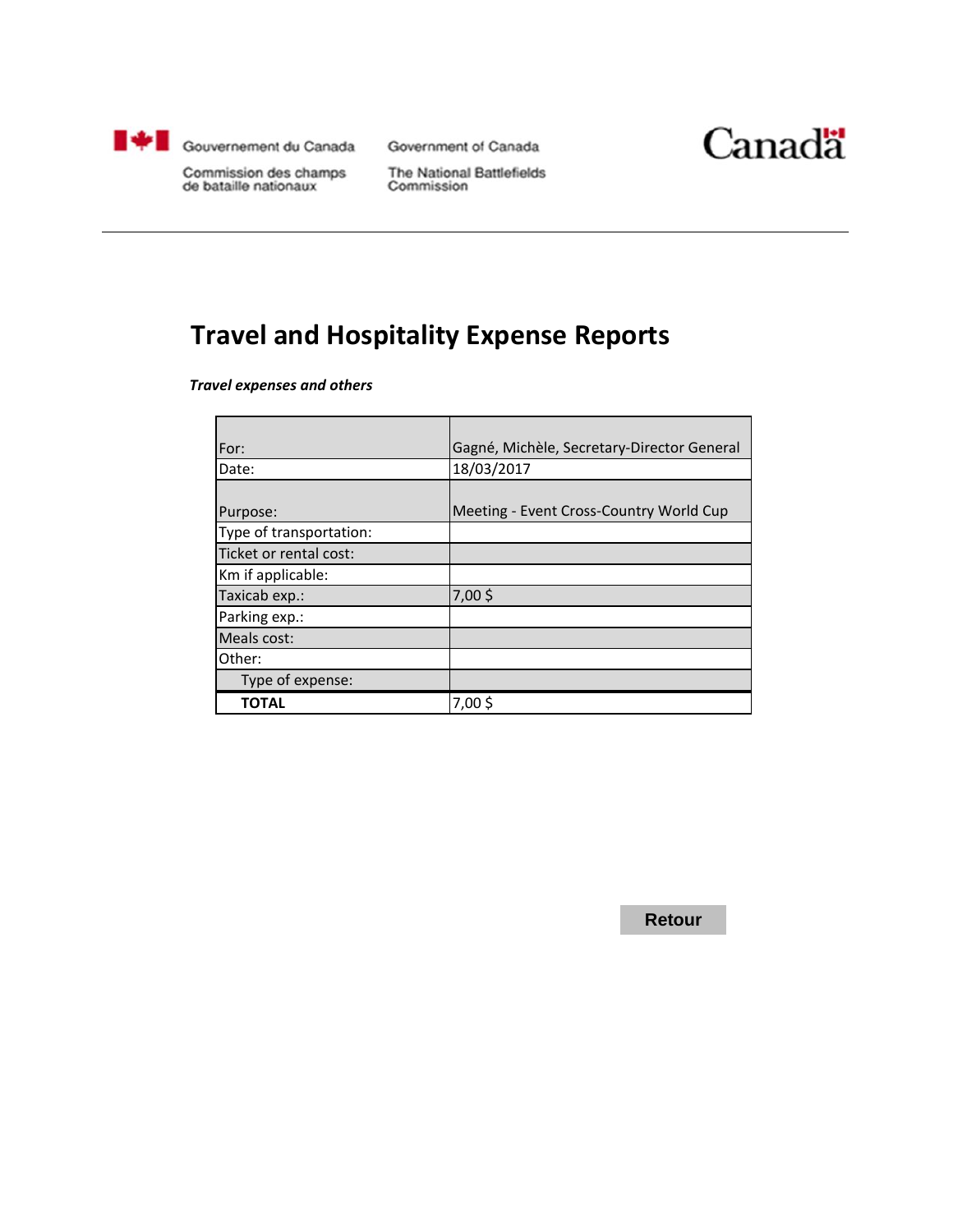Gouvernement du Canada — Government of Canada

Commission des champs de bataille nationaux — The National Battlefields Commission

Canada

# Travel and Hospitality Expense Reports

***Travel expenses and others***

| For: | Gagné, Michèle, Secretary-Director General |
|---|---|
| Date: | 18/03/2017 |
| Purpose: | Meeting - Event Cross-Country World Cup |
| Type of transportation: | |
| Ticket or rental cost: | |
| Km if applicable: | |
| Taxicab exp.: | 7,00 $ |
| Parking exp.: | |
| Meals cost: | |
| Other: | |
| Type of expense: | |
| **TOTAL** | 7,00 $ |

Retour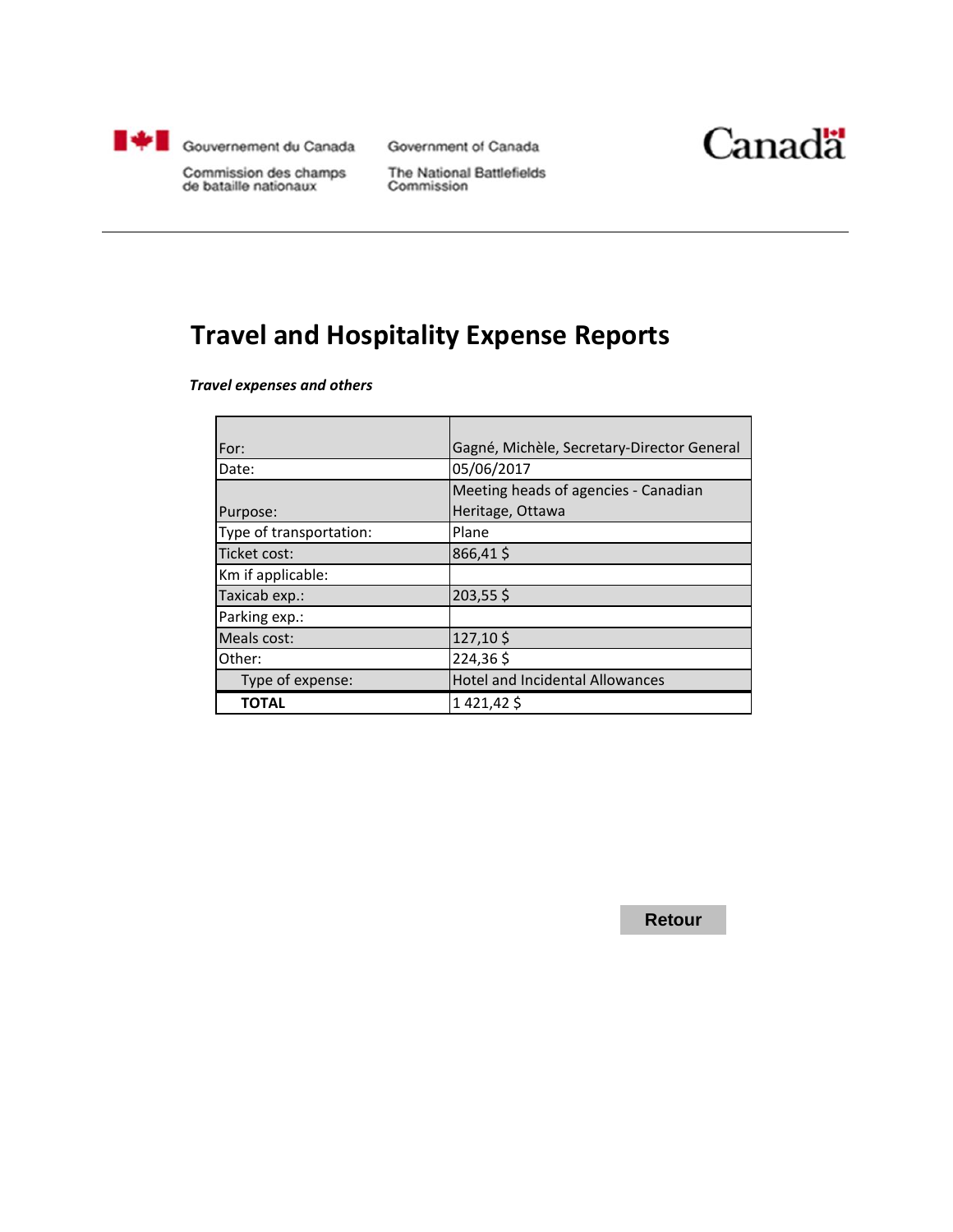Gouvernement du Canada

Commission des champs de bataille nationaux

Government of Canada

The National Battlefields Commission

Canada

# Travel and Hospitality Expense Reports

***Travel expenses and others***

| For: | Gagné, Michèle, Secretary-Director General |
|---|---|
| Date: | 05/06/2017 |
| Purpose: | Meeting heads of agencies - Canadian Heritage, Ottawa |
| Type of transportation: | Plane |
| Ticket cost: | 866,41 $ |
| Km if applicable: | |
| Taxicab exp.: | 203,55 $ |
| Parking exp.: | |
| Meals cost: | 127,10 $ |
| Other: | 224,36 $ |
| Type of expense: | Hotel and Incidental Allowances |
| **TOTAL** | 1 421,42 $ |

Retour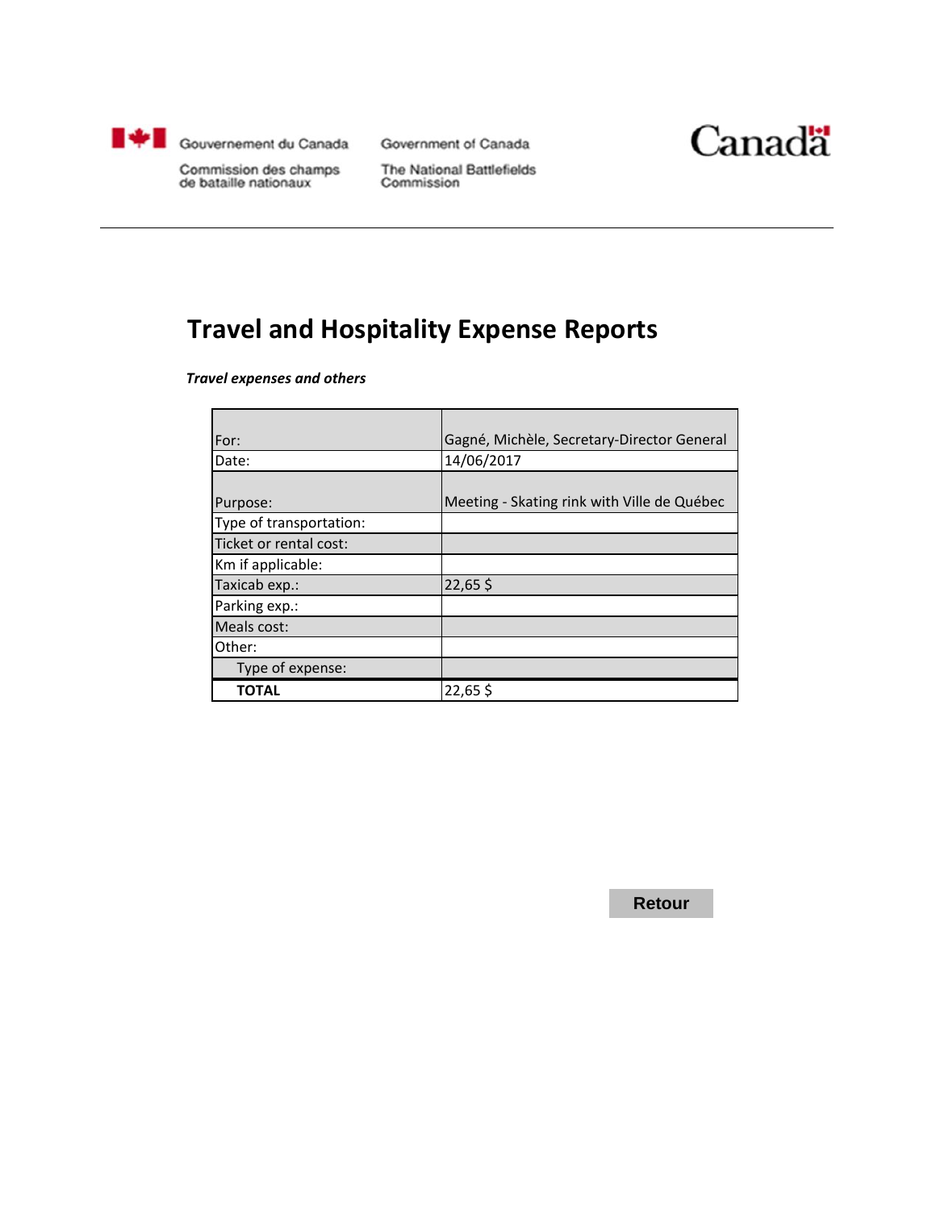Gouvernement du Canada | Government of Canada

Commission des champs de bataille nationaux | The National Battlefields Commission

Canada

# Travel and Hospitality Expense Reports

***Travel expenses and others***

| For: | Gagné, Michèle, Secretary-Director General |
|---|---|
| Date: | 14/06/2017 |
| Purpose: | Meeting - Skating rink with Ville de Québec |
| Type of transportation: | |
| Ticket or rental cost: | |
| Km if applicable: | |
| Taxicab exp.: | 22,65 $ |
| Parking exp.: | |
| Meals cost: | |
| Other: | |
| Type of expense: | |
| **TOTAL** | 22,65 $ |

Retour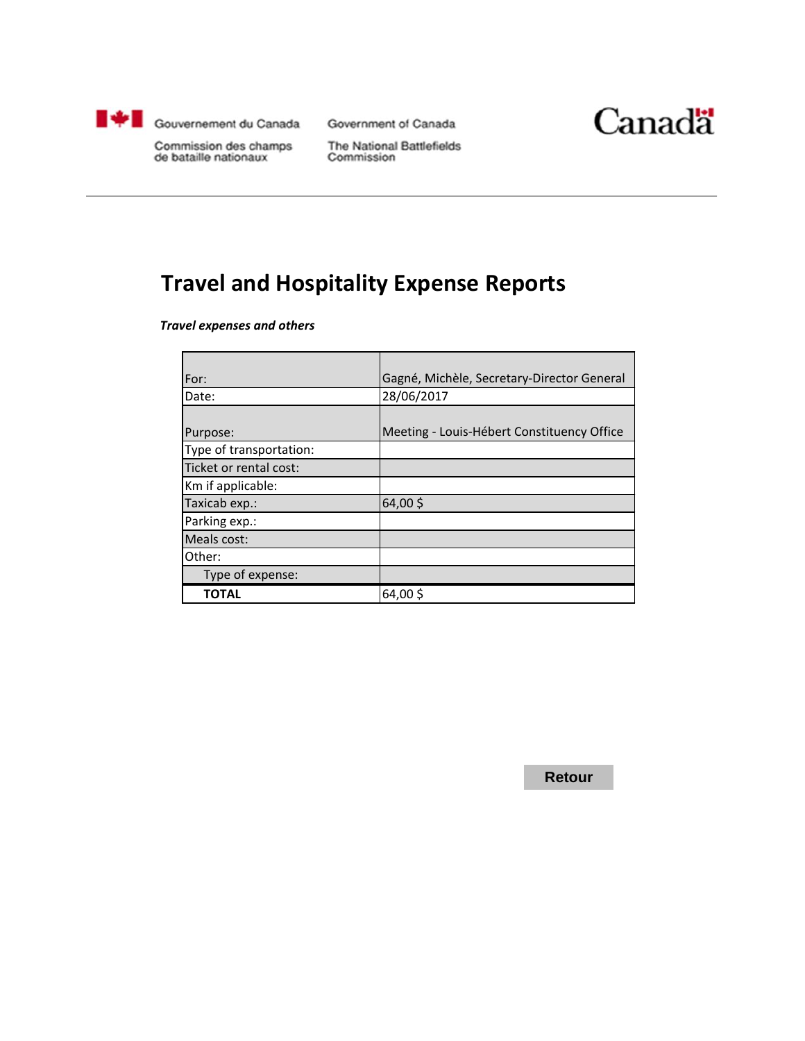Gouvernement du Canada
Commission des champs de bataille nationaux

Government of Canada
The National Battlefields Commission

Canada

# Travel and Hospitality Expense Reports

***Travel expenses and others***

| | |
|---|---|
| For: | Gagné, Michèle, Secretary-Director General |
| Date: | 28/06/2017 |
| Purpose: | Meeting - Louis-Hébert Constituency Office |
| Type of transportation: | |
| Ticket or rental cost: | |
| Km if applicable: | |
| Taxicab exp.: | 64,00 $ |
| Parking exp.: | |
| Meals cost: | |
| Other: | |
| Type of expense: | |
| **TOTAL** | 64,00 $ |

Retour